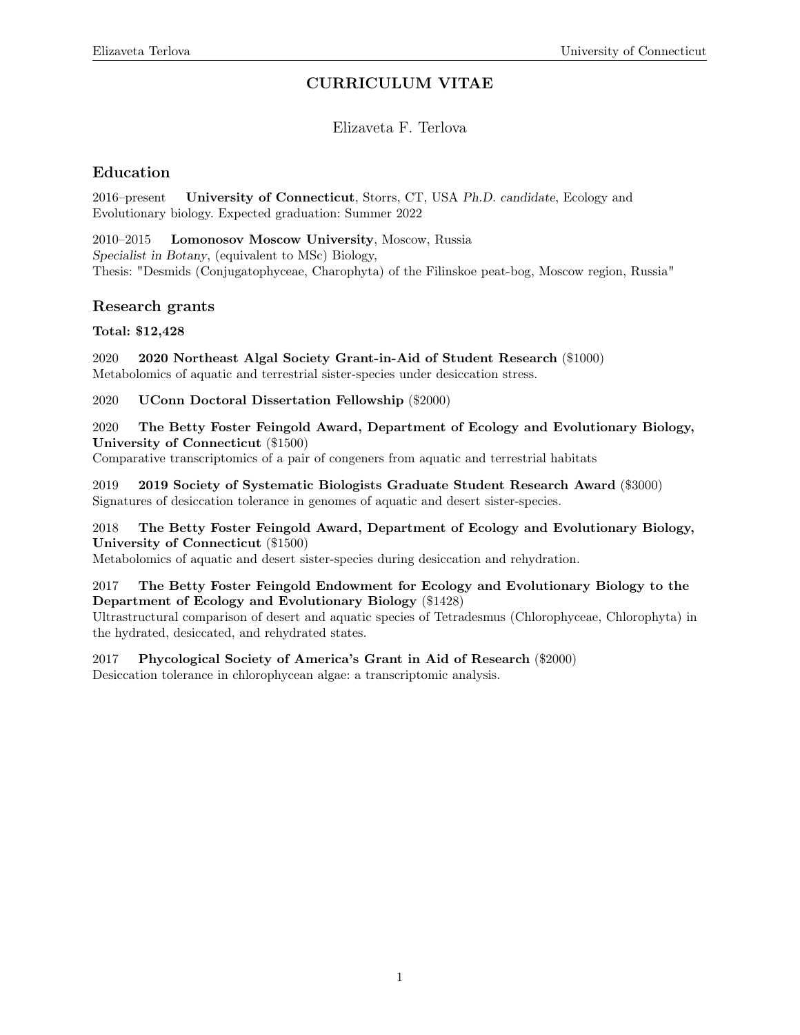# CURRICULUM VITAE

Elizaveta F. Terlova

## Education

2016–present **University of Connecticut**, Storrs, CT, USA *Ph.D. candidate*, Ecology and Evolutionary biology. Expected graduation: Summer 2022

2010–2015 **Lomonosov Moscow University**, Moscow, Russia
*Specialist in Botany*, (equivalent to MSc) Biology,
Thesis: "Desmids (Conjugatophyceae, Charophyta) of the Filinskoe peat-bog, Moscow region, Russia"

## Research grants

**Total: $12,428**

2020 **2020 Northeast Algal Society Grant-in-Aid of Student Research** ($1000)
Metabolomics of aquatic and terrestrial sister-species under desiccation stress.

2020 **UConn Doctoral Dissertation Fellowship** ($2000)

2020 **The Betty Foster Feingold Award, Department of Ecology and Evolutionary Biology, University of Connecticut** ($1500)
Comparative transcriptomics of a pair of congeners from aquatic and terrestrial habitats

2019 **2019 Society of Systematic Biologists Graduate Student Research Award** ($3000)
Signatures of desiccation tolerance in genomes of aquatic and desert sister-species.

2018 **The Betty Foster Feingold Award, Department of Ecology and Evolutionary Biology, University of Connecticut** ($1500)
Metabolomics of aquatic and desert sister-species during desiccation and rehydration.

2017 **The Betty Foster Feingold Endowment for Ecology and Evolutionary Biology to the Department of Ecology and Evolutionary Biology** ($1428)
Ultrastructural comparison of desert and aquatic species of Tetradesmus (Chlorophyceae, Chlorophyta) in the hydrated, desiccated, and rehydrated states.

2017 **Phycological Society of America's Grant in Aid of Research** ($2000)
Desiccation tolerance in chlorophycean algae: a transcriptomic analysis.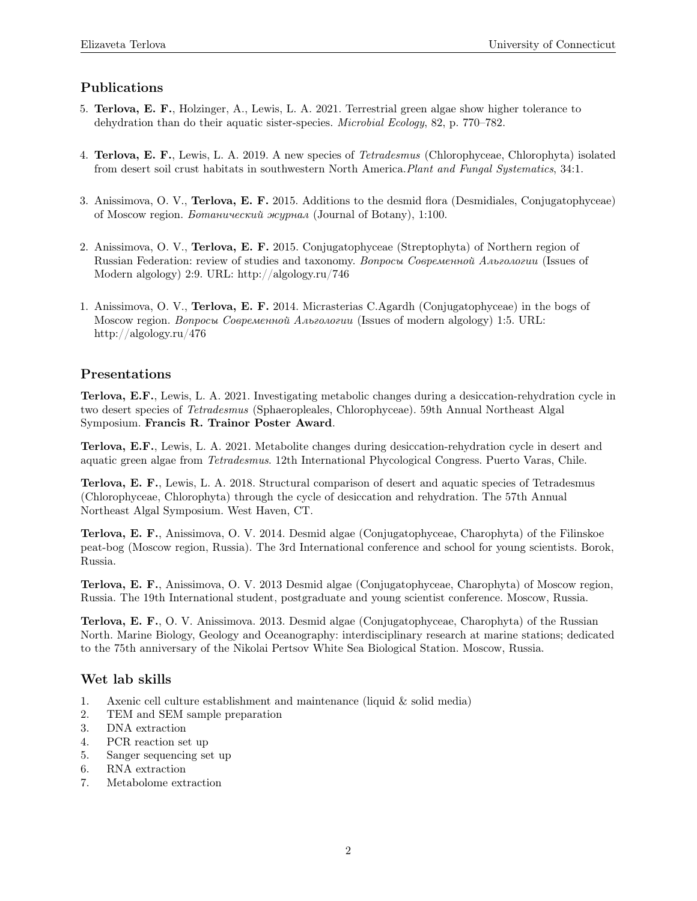## Publications

5. **Terlova, E. F.**, Holzinger, A., Lewis, L. A. 2021. Terrestrial green algae show higher tolerance to dehydration than do their aquatic sister-species. *Microbial Ecology*, 82, p. 770–782.

4. **Terlova, E. F.**, Lewis, L. A. 2019. A new species of *Tetradesmus* (Chlorophyceae, Chlorophyta) isolated from desert soil crust habitats in southwestern North America.*Plant and Fungal Systematics*, 34:1.

3. Anissimova, O. V., **Terlova, E. F.** 2015. Additions to the desmid flora (Desmidiales, Conjugatophyceae) of Moscow region. *Ботанический журнал* (Journal of Botany), 1:100.

2. Anissimova, O. V., **Terlova, E. F.** 2015. Conjugatophyceae (Streptophyta) of Northern region of Russian Federation: review of studies and taxonomy. *Вопросы Современной Альгологии* (Issues of Modern algology) 2:9. URL: http://algology.ru/746

1. Anissimova, O. V., **Terlova, E. F.** 2014. Micrasterias C.Agardh (Conjugatophyceae) in the bogs of Moscow region. *Вопросы Современной Альгологии* (Issues of modern algology) 1:5. URL: http://algology.ru/476

## Presentations

**Terlova, E.F.**, Lewis, L. A. 2021. Investigating metabolic changes during a desiccation-rehydration cycle in two desert species of *Tetradesmus* (Sphaeropleales, Chlorophyceae). 59th Annual Northeast Algal Symposium. **Francis R. Trainor Poster Award**.

**Terlova, E.F.**, Lewis, L. A. 2021. Metabolite changes during desiccation-rehydration cycle in desert and aquatic green algae from *Tetradesmus*. 12th International Phycological Congress. Puerto Varas, Chile.

**Terlova, E. F.**, Lewis, L. A. 2018. Structural comparison of desert and aquatic species of Tetradesmus (Chlorophyceae, Chlorophyta) through the cycle of desiccation and rehydration. The 57th Annual Northeast Algal Symposium. West Haven, CT.

**Terlova, E. F.**, Anissimova, O. V. 2014. Desmid algae (Conjugatophyceae, Charophyta) of the Filinskoe peat-bog (Moscow region, Russia). The 3rd International conference and school for young scientists. Borok, Russia.

**Terlova, E. F.**, Anissimova, O. V. 2013 Desmid algae (Conjugatophyceae, Charophyta) of Moscow region, Russia. The 19th International student, postgraduate and young scientist conference. Moscow, Russia.

**Terlova, E. F.**, O. V. Anissimova. 2013. Desmid algae (Conjugatophyceae, Charophyta) of the Russian North. Marine Biology, Geology and Oceanography: interdisciplinary research at marine stations; dedicated to the 75th anniversary of the Nikolai Pertsov White Sea Biological Station. Moscow, Russia.

## Wet lab skills

1. Axenic cell culture establishment and maintenance (liquid & solid media)
2. TEM and SEM sample preparation
3. DNA extraction
4. PCR reaction set up
5. Sanger sequencing set up
6. RNA extraction
7. Metabolome extraction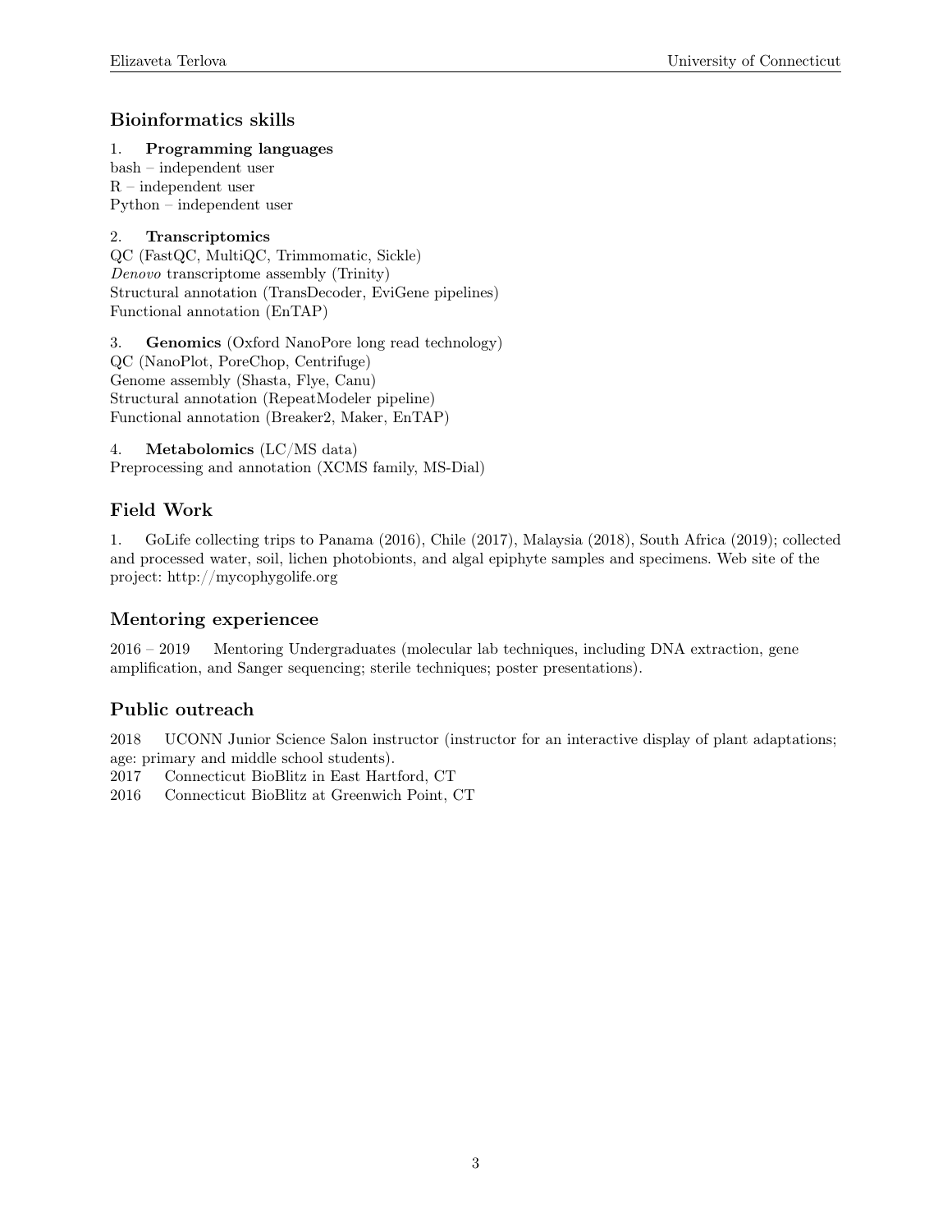## Bioinformatics skills

1. **Programming languages**
bash – independent user
R – independent user
Python – independent user

2. **Transcriptomics**
QC (FastQC, MultiQC, Trimmomatic, Sickle)
*Denovo* transcriptome assembly (Trinity)
Structural annotation (TransDecoder, EviGene pipelines)
Functional annotation (EnTAP)

3. **Genomics** (Oxford NanoPore long read technology)
QC (NanoPlot, PoreChop, Centrifuge)
Genome assembly (Shasta, Flye, Canu)
Structural annotation (RepeatModeler pipeline)
Functional annotation (Breaker2, Maker, EnTAP)

4. **Metabolomics** (LC/MS data)
Preprocessing and annotation (XCMS family, MS-Dial)

## Field Work

1. GoLife collecting trips to Panama (2016), Chile (2017), Malaysia (2018), South Africa (2019); collected and processed water, soil, lichen photobionts, and algal epiphyte samples and specimens. Web site of the project: http://mycophygolife.org

## Mentoring experiencee

2016 – 2019 Mentoring Undergraduates (molecular lab techniques, including DNA extraction, gene amplification, and Sanger sequencing; sterile techniques; poster presentations).

## Public outreach

2018 UCONN Junior Science Salon instructor (instructor for an interactive display of plant adaptations; age: primary and middle school students).
2017 Connecticut BioBlitz in East Hartford, CT
2016 Connecticut BioBlitz at Greenwich Point, CT